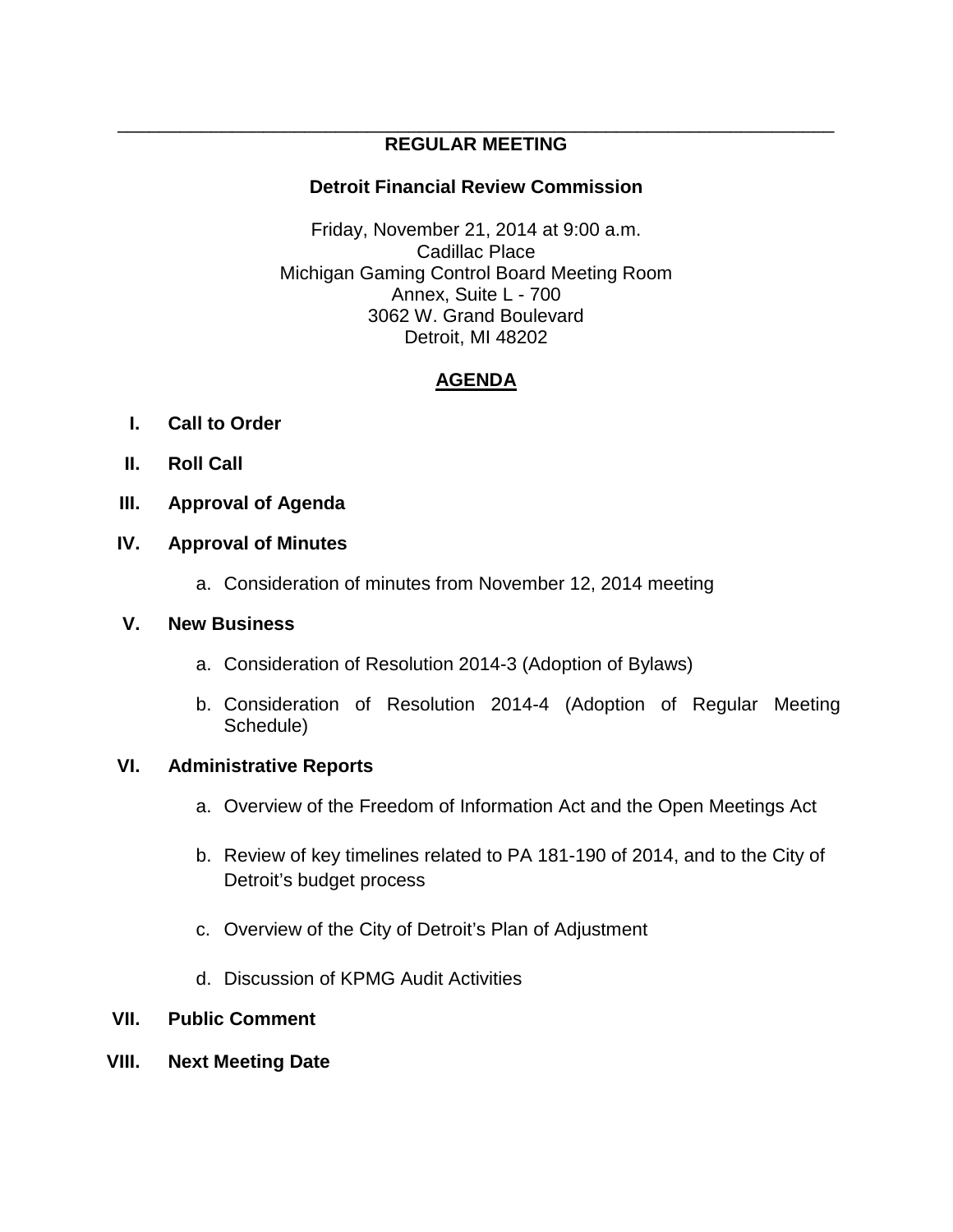# REGULAR MEETING

## Detroit Financial Review Commission

Friday, November 21, 2014 at 9:00 a.m.
Cadillac Place
Michigan Gaming Control Board Meeting Room
Annex, Suite L - 700
3062 W. Grand Boulevard
Detroit, MI 48202

## AGENDA

**I. Call to Order**

**II. Roll Call**

**III. Approval of Agenda**

**IV. Approval of Minutes**

a. Consideration of minutes from November 12, 2014 meeting

**V. New Business**

a. Consideration of Resolution 2014-3 (Adoption of Bylaws)

b. Consideration of Resolution 2014-4 (Adoption of Regular Meeting Schedule)

**VI. Administrative Reports**

a. Overview of the Freedom of Information Act and the Open Meetings Act

b. Review of key timelines related to PA 181-190 of 2014, and to the City of Detroit's budget process

c. Overview of the City of Detroit's Plan of Adjustment

d. Discussion of KPMG Audit Activities

**VII. Public Comment**

**VIII. Next Meeting Date**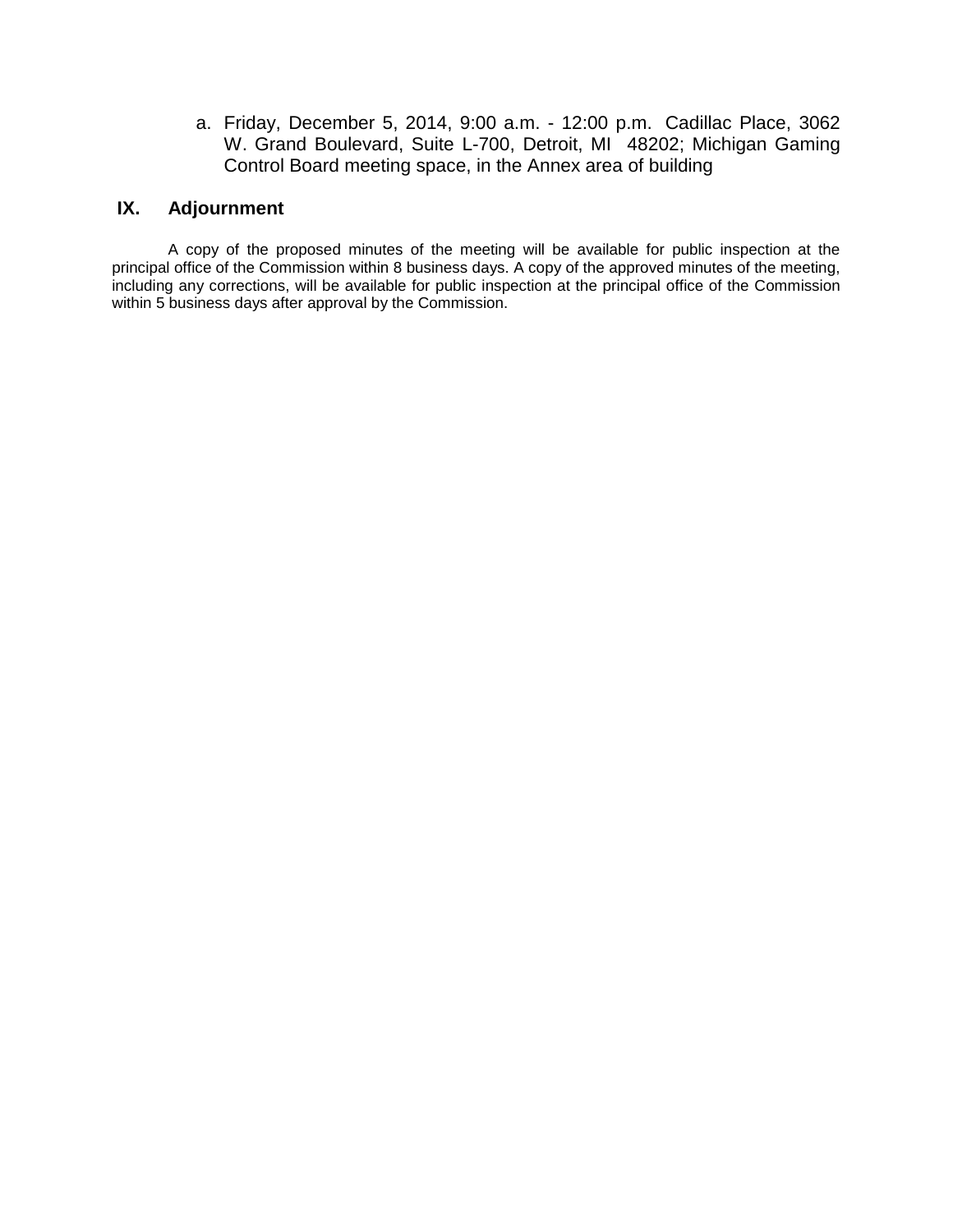a. Friday, December 5, 2014, 9:00 a.m. - 12:00 p.m. Cadillac Place, 3062 W. Grand Boulevard, Suite L-700, Detroit, MI 48202; Michigan Gaming Control Board meeting space, in the Annex area of building

## IX. Adjournment

A copy of the proposed minutes of the meeting will be available for public inspection at the principal office of the Commission within 8 business days. A copy of the approved minutes of the meeting, including any corrections, will be available for public inspection at the principal office of the Commission within 5 business days after approval by the Commission.